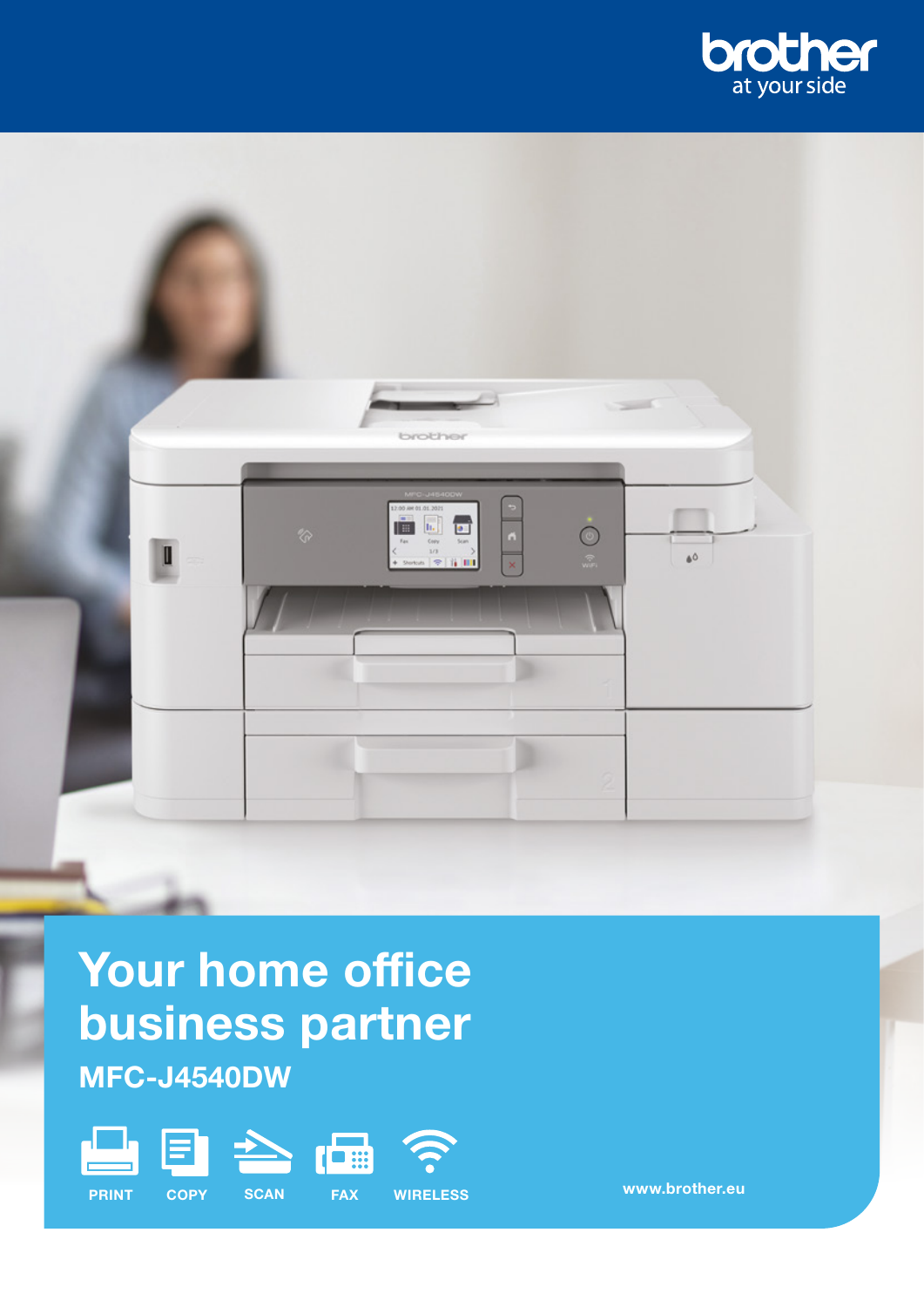brother
at your side

# Your home office business partner

## MFC-J4540DW

PRINT COPY SCAN FAX WIRELESS

www.brother.eu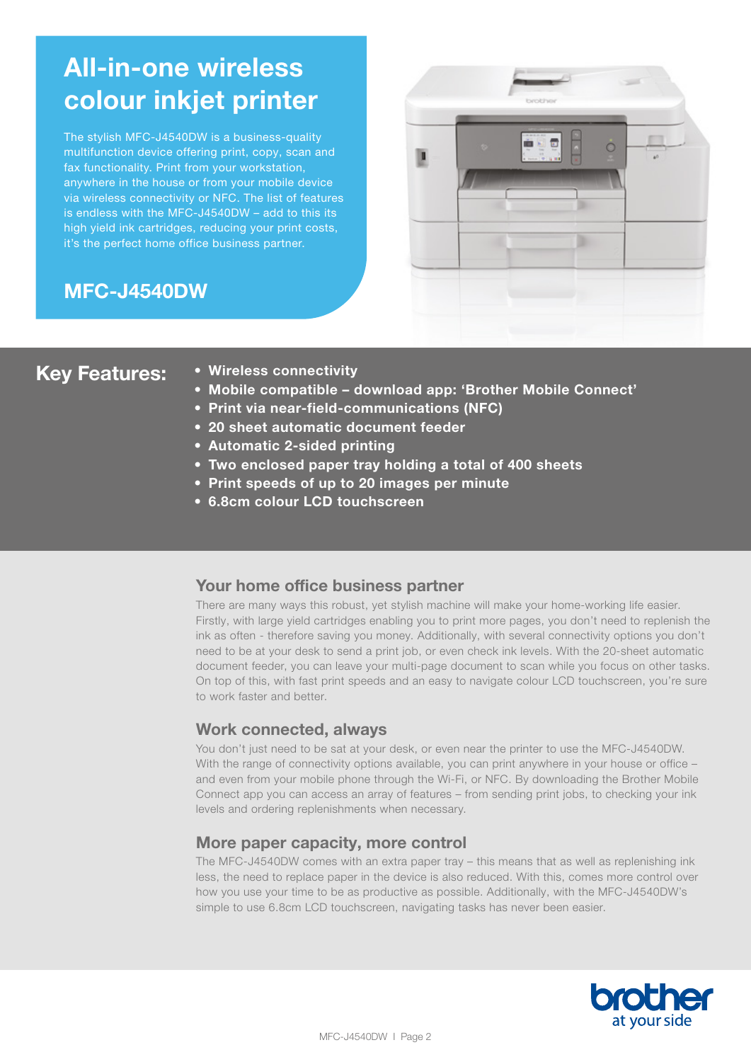# All-in-one wireless colour inkjet printer

The stylish MFC-J4540DW is a business-quality multifunction device offering print, copy, scan and fax functionality. Print from your workstation, anywhere in the house or from your mobile device via wireless connectivity or NFC. The list of features is endless with the MFC-J4540DW – add to this its high yield ink cartridges, reducing your print costs, it's the perfect home office business partner.

## MFC-J4540DW

## Key Features:

- **Wireless connectivity**
- **Mobile compatible – download app: 'Brother Mobile Connect'**
- **Print via near-field-communications (NFC)**
- **20 sheet automatic document feeder**
- **Automatic 2-sided printing**
- **Two enclosed paper tray holding a total of 400 sheets**
- **Print speeds of up to 20 images per minute**
- **6.8cm colour LCD touchscreen**

### Your home office business partner

There are many ways this robust, yet stylish machine will make your home-working life easier. Firstly, with large yield cartridges enabling you to print more pages, you don't need to replenish the ink as often - therefore saving you money. Additionally, with several connectivity options you don't need to be at your desk to send a print job, or even check ink levels. With the 20-sheet automatic document feeder, you can leave your multi-page document to scan while you focus on other tasks. On top of this, with fast print speeds and an easy to navigate colour LCD touchscreen, you're sure to work faster and better.

### Work connected, always

You don't just need to be sat at your desk, or even near the printer to use the MFC-J4540DW. With the range of connectivity options available, you can print anywhere in your house or office – and even from your mobile phone through the Wi-Fi, or NFC. By downloading the Brother Mobile Connect app you can access an array of features – from sending print jobs, to checking your ink levels and ordering replenishments when necessary.

### More paper capacity, more control

The MFC-J4540DW comes with an extra paper tray – this means that as well as replenishing ink less, the need to replace paper in the device is also reduced. With this, comes more control over how you use your time to be as productive as possible. Additionally, with the MFC-J4540DW's simple to use 6.8cm LCD touchscreen, navigating tasks has never been easier.

brother at your side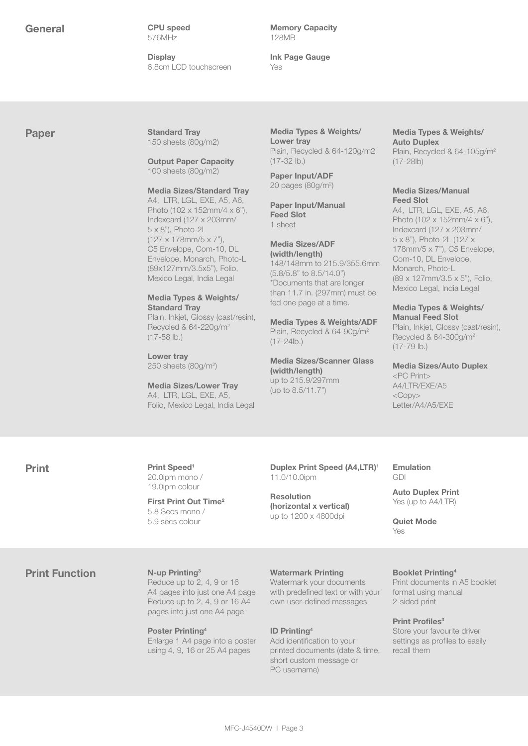## General

**CPU speed**
576MHz

**Display**
6.8cm LCD touchscreen

**Memory Capacity**
128MB

**Ink Page Gauge**
Yes

## Paper

**Standard Tray**
150 sheets (80g/m2)

**Output Paper Capacity**
100 sheets (80g/m2)

**Media Sizes/Standard Tray**
A4, LTR, LGL, EXE, A5, A6, Photo (102 x 152mm/4 x 6"), Indexcard (127 x 203mm/ 5 x 8"), Photo-2L (127 x 178mm/5 x 7"), C5 Envelope, Com-10, DL Envelope, Monarch, Photo-L (89x127mm/3.5x5"), Folio, Mexico Legal, India Legal

**Media Types & Weights/ Standard Tray**
Plain, Inkjet, Glossy (cast/resin), Recycled & 64-220g/m$^2$ (17-58 lb.)

**Lower tray**
250 sheets (80g/m$^2$)

**Media Sizes/Lower Tray**
A4, LTR, LGL, EXE, A5, Folio, Mexico Legal, India Legal

**Media Types & Weights/ Lower tray**
Plain, Recycled & 64-120g/m2 (17-32 lb.)

**Paper Input/ADF**
20 pages (80g/m$^2$)

**Paper Input/Manual Feed Slot**
1 sheet

**Media Sizes/ADF (width/length)**
148/148mm to 215.9/355.6mm (5.8/5.8" to 8.5/14.0")
*Documents that are longer than 11.7 in. (297mm) must be fed one page at a time.

**Media Types & Weights/ADF**
Plain, Recycled & 64-90g/m$^2$ (17-24lb.)

**Media Sizes/Scanner Glass (width/length)**
up to 215.9/297mm (up to 8.5/11.7")

**Media Types & Weights/ Auto Duplex**
Plain, Recycled & 64-105g/m$^2$ (17-28lb)

**Media Sizes/Manual Feed Slot**
A4, LTR, LGL, EXE, A5, A6, Photo (102 x 152mm/4 x 6"), Indexcard (127 x 203mm/ 5 x 8"), Photo-2L (127 x 178mm/5 x 7"), C5 Envelope, Com-10, DL Envelope, Monarch, Photo-L (89 x 127mm/3.5 x 5"), Folio, Mexico Legal, India Legal

**Media Types & Weights/ Manual Feed Slot**
Plain, Inkjet, Glossy (cast/resin), Recycled & 64-300g/m$^2$ (17-79 lb.)

**Media Sizes/Auto Duplex**
<PC Print>
A4/LTR/EXE/A5
<Copy>
Letter/A4/A5/EXE

## Print

**Print Speed[1]**
20.0ipm mono /
19.0ipm colour

**First Print Out Time[2]**
5.8 Secs mono /
5.9 secs colour

**Duplex Print Speed (A4,LTR)[1]**
11.0/10.0ipm

**Resolution (horizontal x vertical)**
up to 1200 x 4800dpi

**Emulation**
GDI

**Auto Duplex Print**
Yes (up to A4/LTR)

**Quiet Mode**
Yes

## Print Function

**N-up Printing[3]**
Reduce up to 2, 4, 9 or 16 A4 pages into just one A4 page
Reduce up to 2, 4, 9 or 16 A4 pages into just one A4 page

**Poster Printing[4]**
Enlarge 1 A4 page into a poster using 4, 9, 16 or 25 A4 pages

**Watermark Printing**
Watermark your documents with predefined text or with your own user-defined messages

**ID Printing[4]**
Add identification to your printed documents (date & time, short custom message or PC username)

**Booklet Printing[4]**
Print documents in A5 booklet format using manual 2-sided print

**Print Profiles[3]**
Store your favourite driver settings as profiles to easily recall them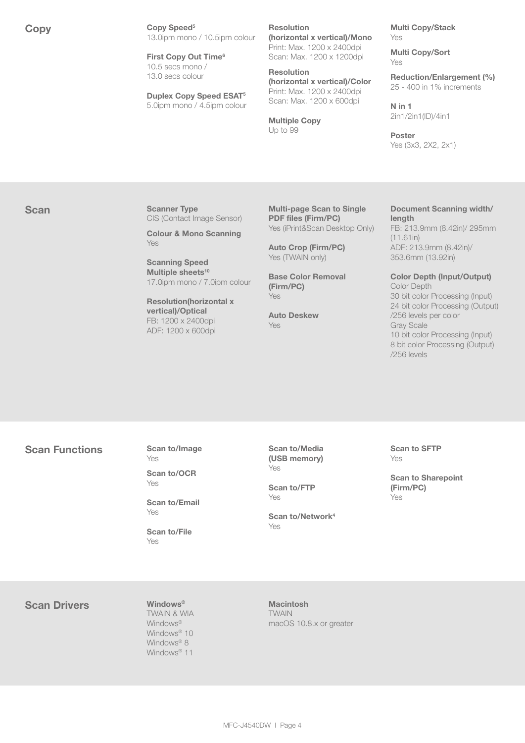## Copy

**Copy Speed**[5]
13.0ipm mono / 10.5ipm colour

**First Copy Out Time**[6]
10.5 secs mono /
13.0 secs colour

**Duplex Copy Speed ESAT**[5]
5.0ipm mono / 4.5ipm colour

**Resolution (horizontal x vertical)/Mono**
Print: Max. 1200 x 2400dpi
Scan: Max. 1200 x 1200dpi

**Resolution (horizontal x vertical)/Color**
Print: Max. 1200 x 2400dpi
Scan: Max. 1200 x 600dpi

**Multiple Copy**
Up to 99

**Multi Copy/Stack**
Yes

**Multi Copy/Sort**
Yes

**Reduction/Enlargement (%)**
25 - 400 in 1% increments

**N in 1**
2in1/2in1(ID)/4in1

**Poster**
Yes (3x3, 2X2, 2x1)

## Scan

**Scanner Type**
CIS (Contact Image Sensor)

**Colour & Mono Scanning**
Yes

**Scanning Speed Multiple sheets**[10]
17.0ipm mono / 7.0ipm colour

**Resolution(horizontal x vertical)/Optical**
FB: 1200 x 2400dpi
ADF: 1200 x 600dpi

**Multi-page Scan to Single PDF files (Firm/PC)**
Yes (iPrint&Scan Desktop Only)

**Auto Crop (Firm/PC)**
Yes (TWAIN only)

**Base Color Removal (Firm/PC)**
Yes

**Auto Deskew**
Yes

**Document Scanning width/ length**
FB: 213.9mm (8.42in)/ 295mm (11.61in)
ADF: 213.9mm (8.42in)/ 353.6mm (13.92in)

**Color Depth (Input/Output)**
Color Depth
30 bit color Processing (Input)
24 bit color Processing (Output) /256 levels per color
Gray Scale
10 bit color Processing (Input)
8 bit color Processing (Output) /256 levels

## Scan Functions

**Scan to/Image**
Yes

**Scan to/OCR**
Yes

**Scan to/Email**
Yes

**Scan to/File**
Yes

**Scan to/Media (USB memory)**
Yes

**Scan to/FTP**
Yes

**Scan to/Network**[4]
Yes

**Scan to SFTP**
Yes

**Scan to Sharepoint (Firm/PC)**
Yes

## Scan Drivers

**Windows®**
TWAIN & WIA
Windows®
Windows® 10
Windows® 8
Windows® 11

**Macintosh**
TWAIN
macOS 10.8.x or greater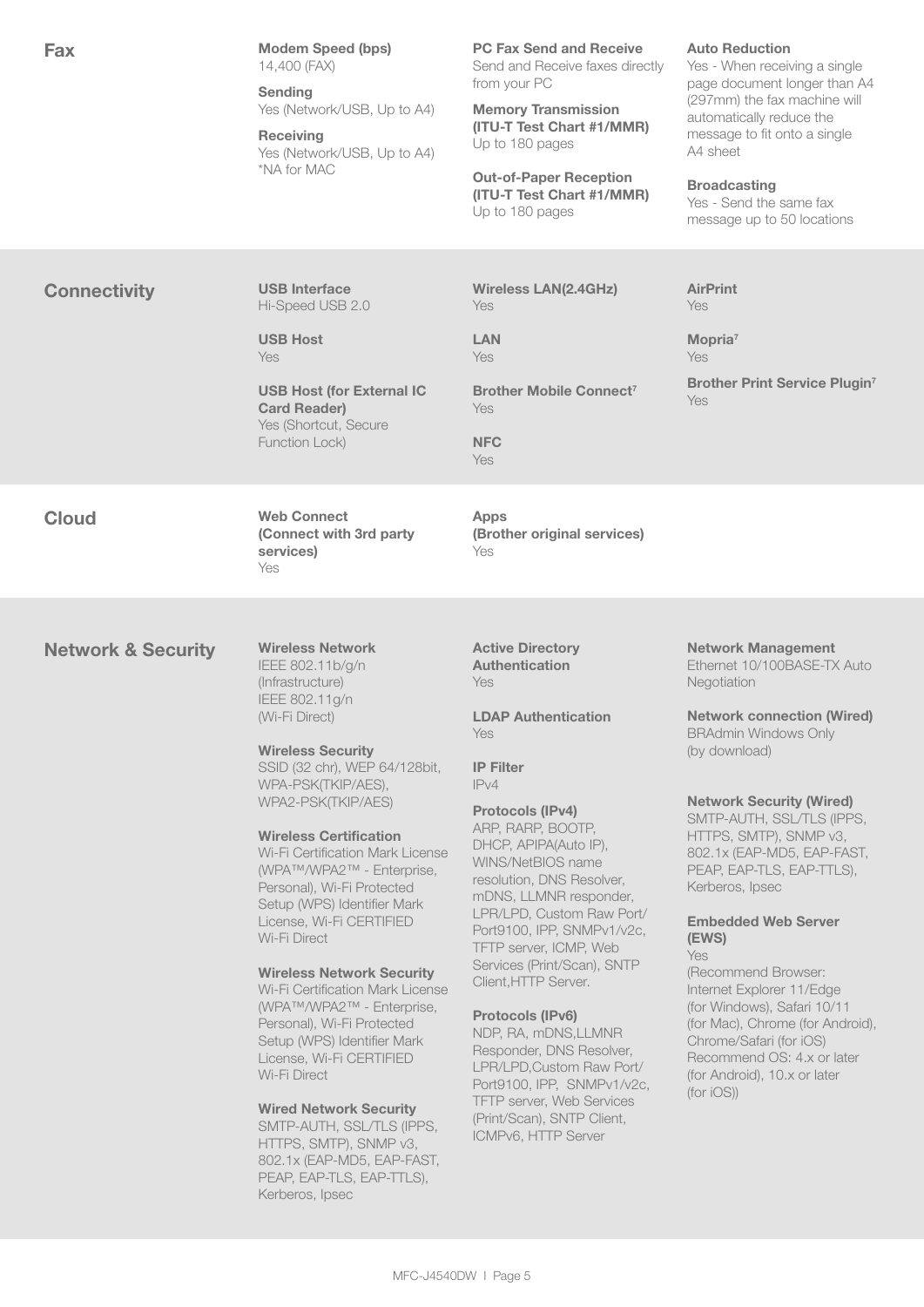## Fax

**Modem Speed (bps)**
14,400 (FAX)

**Sending**
Yes (Network/USB, Up to A4)

**Receiving**
Yes (Network/USB, Up to A4)
*NA for MAC

**PC Fax Send and Receive**
Send and Receive faxes directly from your PC

**Memory Transmission (ITU-T Test Chart #1/MMR)**
Up to 180 pages

**Out-of-Paper Reception (ITU-T Test Chart #1/MMR)**
Up to 180 pages

**Auto Reduction**
Yes - When receiving a single page document longer than A4 (297mm) the fax machine will automatically reduce the message to fit onto a single A4 sheet

**Broadcasting**
Yes - Send the same fax message up to 50 locations

## Connectivity

**USB Interface**
Hi-Speed USB 2.0

**USB Host**
Yes

**USB Host (for External IC Card Reader)**
Yes (Shortcut, Secure Function Lock)

**Wireless LAN(2.4GHz)**
Yes

**LAN**
Yes

**Brother Mobile Connect[7]**
Yes

**NFC**
Yes

**AirPrint**
Yes

**Mopria[7]**
Yes

**Brother Print Service Plugin[7]**
Yes

## Cloud

**Web Connect (Connect with 3rd party services)**
Yes

**Apps (Brother original services)**
Yes

## Network & Security

**Wireless Network**
IEEE 802.11b/g/n (Infrastructure)
IEEE 802.11g/n (Wi-Fi Direct)

**Wireless Security**
SSID (32 chr), WEP 64/128bit, WPA-PSK(TKIP/AES), WPA2-PSK(TKIP/AES)

**Wireless Certification**
Wi-Fi Certification Mark License (WPA™/WPA2™ - Enterprise, Personal), Wi-Fi Protected Setup (WPS) Identifier Mark License, Wi-Fi CERTIFIED Wi-Fi Direct

**Wireless Network Security**
Wi-Fi Certification Mark License (WPA™/WPA2™ - Enterprise, Personal), Wi-Fi Protected Setup (WPS) Identifier Mark License, Wi-Fi CERTIFIED Wi-Fi Direct

**Wired Network Security**
SMTP-AUTH, SSL/TLS (IPPS, HTTPS, SMTP), SNMP v3, 802.1x (EAP-MD5, EAP-FAST, PEAP, EAP-TLS, EAP-TTLS), Kerberos, Ipsec

**Active Directory Authentication**
Yes

**LDAP Authentication**
Yes

**IP Filter**
IPv4

**Protocols (IPv4)**
ARP, RARP, BOOTP, DHCP, APIPA(Auto IP), WINS/NetBIOS name resolution, DNS Resolver, mDNS, LLMNR responder, LPR/LPD, Custom Raw Port/ Port9100, IPP, SNMPv1/v2c, TFTP server, ICMP, Web Services (Print/Scan), SNTP Client,HTTP Server.

**Protocols (IPv6)**
NDP, RA, mDNS,LLMNR Responder, DNS Resolver, LPR/LPD,Custom Raw Port/ Port9100, IPP, SNMPv1/v2c, TFTP server, Web Services (Print/Scan), SNTP Client, ICMPv6, HTTP Server

**Network Management**
Ethernet 10/100BASE-TX Auto Negotiation

**Network connection (Wired)**
BRAdmin Windows Only (by download)

**Network Security (Wired)**
SMTP-AUTH, SSL/TLS (IPPS, HTTPS, SMTP), SNMP v3, 802.1x (EAP-MD5, EAP-FAST, PEAP, EAP-TLS, EAP-TTLS), Kerberos, Ipsec

**Embedded Web Server (EWS)**
Yes
(Recommend Browser: Internet Explorer 11/Edge (for Windows), Safari 10/11 (for Mac), Chrome (for Android), Chrome/Safari (for iOS) Recommend OS: 4.x or later (for Android), 10.x or later (for iOS))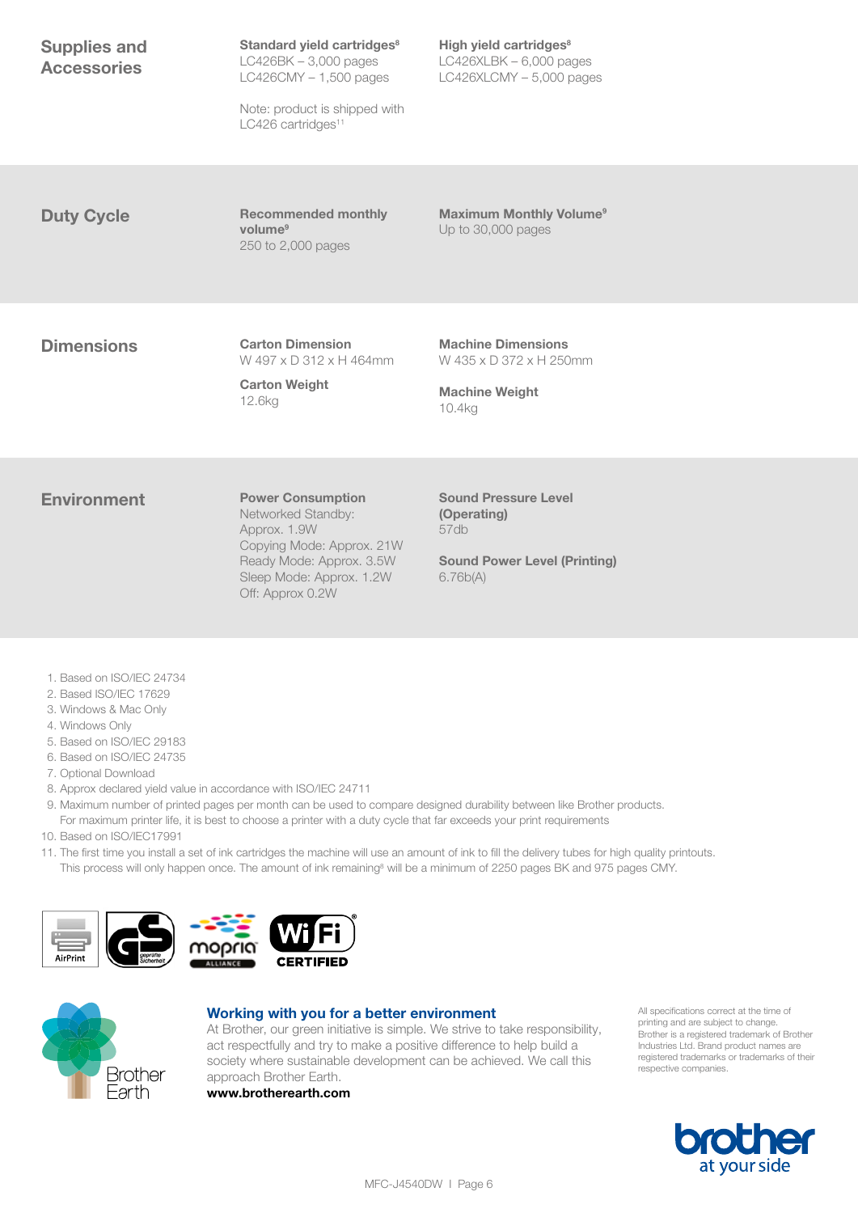## Supplies and Accessories

**Standard yield cartridges**[8]
LC426BK – 3,000 pages
LC426CMY – 1,500 pages

Note: product is shipped with LC426 cartridges[11]

**High yield cartridges**[8]
LC426XLBK – 6,000 pages
LC426XLCMY – 5,000 pages

## Duty Cycle

**Recommended monthly volume**[9]
250 to 2,000 pages

**Maximum Monthly Volume**[9]
Up to 30,000 pages

## Dimensions

**Carton Dimension**
W 497 x D 312 x H 464mm

**Carton Weight**
12.6kg

**Machine Dimensions**
W 435 x D 372 x H 250mm

**Machine Weight**
10.4kg

## Environment

**Power Consumption**
Networked Standby: Approx. 1.9W
Copying Mode: Approx. 21W
Ready Mode: Approx. 3.5W
Sleep Mode: Approx. 1.2W
Off: Approx 0.2W

**Sound Pressure Level (Operating)**
57db

**Sound Power Level (Printing)**
6.76b(A)

1. Based on ISO/IEC 24734
2. Based ISO/IEC 17629
3. Windows & Mac Only
4. Windows Only
5. Based on ISO/IEC 29183
6. Based on ISO/IEC 24735
7. Optional Download
8. Approx declared yield value in accordance with ISO/IEC 24711
9. Maximum number of printed pages per month can be used to compare designed durability between like Brother products. For maximum printer life, it is best to choose a printer with a duty cycle that far exceeds your print requirements
10. Based on ISO/IEC17991
11. The first time you install a set of ink cartridges the machine will use an amount of ink to fill the delivery tubes for high quality printouts. This process will only happen once. The amount of ink remaining[8] will be a minimum of 2250 pages BK and 975 pages CMY.

AirPrint

Brother Earth

### Working with you for a better environment

At Brother, our green initiative is simple. We strive to take responsibility, act respectfully and try to make a positive difference to help build a society where sustainable development can be achieved. We call this approach Brother Earth.
**www.brotherearth.com**

All specifications correct at the time of printing and are subject to change. Brother is a registered trademark of Brother Industries Ltd. Brand product names are registered trademarks or trademarks of their respective companies.

brother at your side